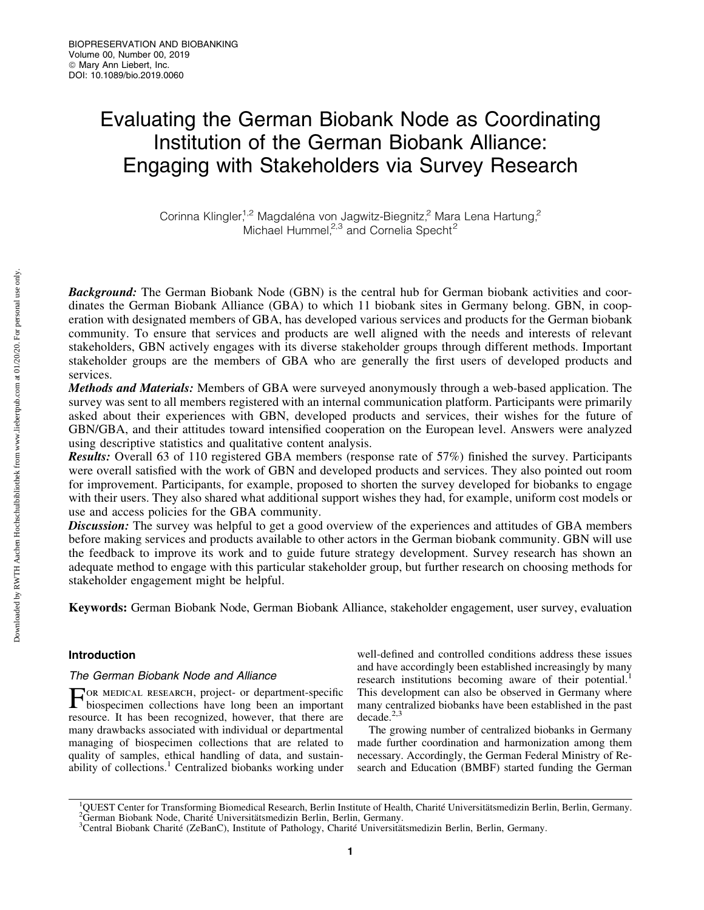# Evaluating the German Biobank Node as Coordinating Institution of the German Biobank Alliance: Engaging with Stakeholders via Survey Research

Corinna Klingler,[1,2] Magdaléna von Jagwitz-Biegnitz,[2] Mara Lena Hartung,[2] Michael Hummel,[2,3] and Cornelia Specht[2]

***Background:*** The German Biobank Node (GBN) is the central hub for German biobank activities and coordinates the German Biobank Alliance (GBA) to which 11 biobank sites in Germany belong. GBN, in cooperation with designated members of GBA, has developed various services and products for the German biobank community. To ensure that services and products are well aligned with the needs and interests of relevant stakeholders, GBN actively engages with its diverse stakeholder groups through different methods. Important stakeholder groups are the members of GBA who are generally the first users of developed products and services.

***Methods and Materials:*** Members of GBA were surveyed anonymously through a web-based application. The survey was sent to all members registered with an internal communication platform. Participants were primarily asked about their experiences with GBN, developed products and services, their wishes for the future of GBN/GBA, and their attitudes toward intensified cooperation on the European level. Answers were analyzed using descriptive statistics and qualitative content analysis.

***Results:*** Overall 63 of 110 registered GBA members (response rate of 57%) finished the survey. Participants were overall satisfied with the work of GBN and developed products and services. They also pointed out room for improvement. Participants, for example, proposed to shorten the survey developed for biobanks to engage with their users. They also shared what additional support wishes they had, for example, uniform cost models or use and access policies for the GBA community.

***Discussion:*** The survey was helpful to get a good overview of the experiences and attitudes of GBA members before making services and products available to other actors in the German biobank community. GBN will use the feedback to improve its work and to guide future strategy development. Survey research has shown an adequate method to engage with this particular stakeholder group, but further research on choosing methods for stakeholder engagement might be helpful.

**Keywords:** German Biobank Node, German Biobank Alliance, stakeholder engagement, user survey, evaluation

## Introduction

### *The German Biobank Node and Alliance*

For medical research, project- or department-specific biospecimen collections have long been an important resource. It has been recognized, however, that there are many drawbacks associated with individual or departmental managing of biospecimen collections that are related to quality of samples, ethical handling of data, and sustainability of collections.[1] Centralized biobanks working under well-defined and controlled conditions address these issues and have accordingly been established increasingly by many research institutions becoming aware of their potential.[1] This development can also be observed in Germany where many centralized biobanks have been established in the past decade.[2,3]

The growing number of centralized biobanks in Germany made further coordination and harmonization among them necessary. Accordingly, the German Federal Ministry of Research and Education (BMBF) started funding the German

---

[1]QUEST Center for Transforming Biomedical Research, Berlin Institute of Health, Charité Universitätsmedizin Berlin, Berlin, Germany.
[2]German Biobank Node, Charité Universitätsmedizin Berlin, Berlin, Germany.
[3]Central Biobank Charité (ZeBanC), Institute of Pathology, Charité Universitätsmedizin Berlin, Berlin, Germany.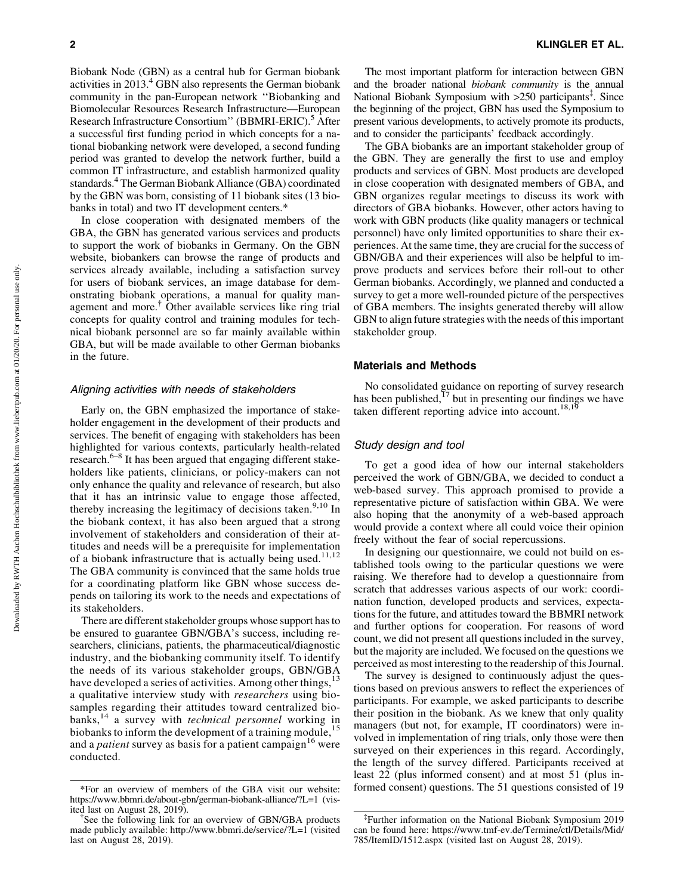Biobank Node (GBN) as a central hub for German biobank activities in 2013.[4] GBN also represents the German biobank community in the pan-European network ''Biobanking and Biomolecular Resources Research Infrastructure—European Research Infrastructure Consortium'' (BBMRI-ERIC).[5] After a successful first funding period in which concepts for a national biobanking network were developed, a second funding period was granted to develop the network further, build a common IT infrastructure, and establish harmonized quality standards.[4] The German Biobank Alliance (GBA) coordinated by the GBN was born, consisting of 11 biobank sites (13 biobanks in total) and two IT development centers.*

In close cooperation with designated members of the GBA, the GBN has generated various services and products to support the work of biobanks in Germany. On the GBN website, biobankers can browse the range of products and services already available, including a satisfaction survey for users of biobank services, an image database for demonstrating biobank operations, a manual for quality management and more.† Other available services like ring trial concepts for quality control and training modules for technical biobank personnel are so far mainly available within GBA, but will be made available to other German biobanks in the future.

### Aligning activities with needs of stakeholders

Early on, the GBN emphasized the importance of stakeholder engagement in the development of their products and services. The benefit of engaging with stakeholders has been highlighted for various contexts, particularly health-related research.[6–8] It has been argued that engaging different stakeholders like patients, clinicians, or policy-makers can not only enhance the quality and relevance of research, but also that it has an intrinsic value to engage those affected, thereby increasing the legitimacy of decisions taken.[9,10] In the biobank context, it has also been argued that a strong involvement of stakeholders and consideration of their attitudes and needs will be a prerequisite for implementation of a biobank infrastructure that is actually being used.[11,12] The GBA community is convinced that the same holds true for a coordinating platform like GBN whose success depends on tailoring its work to the needs and expectations of its stakeholders.

There are different stakeholder groups whose support has to be ensured to guarantee GBN/GBA's success, including researchers, clinicians, patients, the pharmaceutical/diagnostic industry, and the biobanking community itself. To identify the needs of its various stakeholder groups, GBN/GBA have developed a series of activities. Among other things,[13] a qualitative interview study with *researchers* using biosamples regarding their attitudes toward centralized biobanks,[14] a survey with *technical personnel* working in biobanks to inform the development of a training module,[15] and a *patient* survey as basis for a patient campaign[16] were conducted.

The most important platform for interaction between GBN and the broader national *biobank community* is the annual National Biobank Symposium with >250 participants‡. Since the beginning of the project, GBN has used the Symposium to present various developments, to actively promote its products, and to consider the participants' feedback accordingly.

The GBA biobanks are an important stakeholder group of the GBN. They are generally the first to use and employ products and services of GBN. Most products are developed in close cooperation with designated members of GBA, and GBN organizes regular meetings to discuss its work with directors of GBA biobanks. However, other actors having to work with GBN products (like quality managers or technical personnel) have only limited opportunities to share their experiences. At the same time, they are crucial for the success of GBN/GBA and their experiences will also be helpful to improve products and services before their roll-out to other German biobanks. Accordingly, we planned and conducted a survey to get a more well-rounded picture of the perspectives of GBA members. The insights generated thereby will allow GBN to align future strategies with the needs of this important stakeholder group.

## Materials and Methods

No consolidated guidance on reporting of survey research has been published,[17] but in presenting our findings we have taken different reporting advice into account.[18,19]

### Study design and tool

To get a good idea of how our internal stakeholders perceived the work of GBN/GBA, we decided to conduct a web-based survey. This approach promised to provide a representative picture of satisfaction within GBA. We were also hoping that the anonymity of a web-based approach would provide a context where all could voice their opinion freely without the fear of social repercussions.

In designing our questionnaire, we could not build on established tools owing to the particular questions we were raising. We therefore had to develop a questionnaire from scratch that addresses various aspects of our work: coordination function, developed products and services, expectations for the future, and attitudes toward the BBMRI network and further options for cooperation. For reasons of word count, we did not present all questions included in the survey, but the majority are included. We focused on the questions we perceived as most interesting to the readership of this Journal.

The survey is designed to continuously adjust the questions based on previous answers to reflect the experiences of participants. For example, we asked participants to describe their position in the biobank. As we knew that only quality managers (but not, for example, IT coordinators) were involved in implementation of ring trials, only those were then surveyed on their experiences in this regard. Accordingly, the length of the survey differed. Participants received at least 22 (plus informed consent) and at most 51 (plus informed consent) questions. The 51 questions consisted of 19

*For an overview of members of the GBA visit our website: https://www.bbmri.de/about-gbn/german-biobank-alliance/?L=1 (visited last on August 28, 2019).

†See the following link for an overview of GBN/GBA products made publicly available: http://www.bbmri.de/service/?L=1 (visited last on August 28, 2019).

‡Further information on the National Biobank Symposium 2019 can be found here: https://www.tmf-ev.de/Termine/ctl/Details/Mid/785/ItemID/1512.aspx (visited last on August 28, 2019).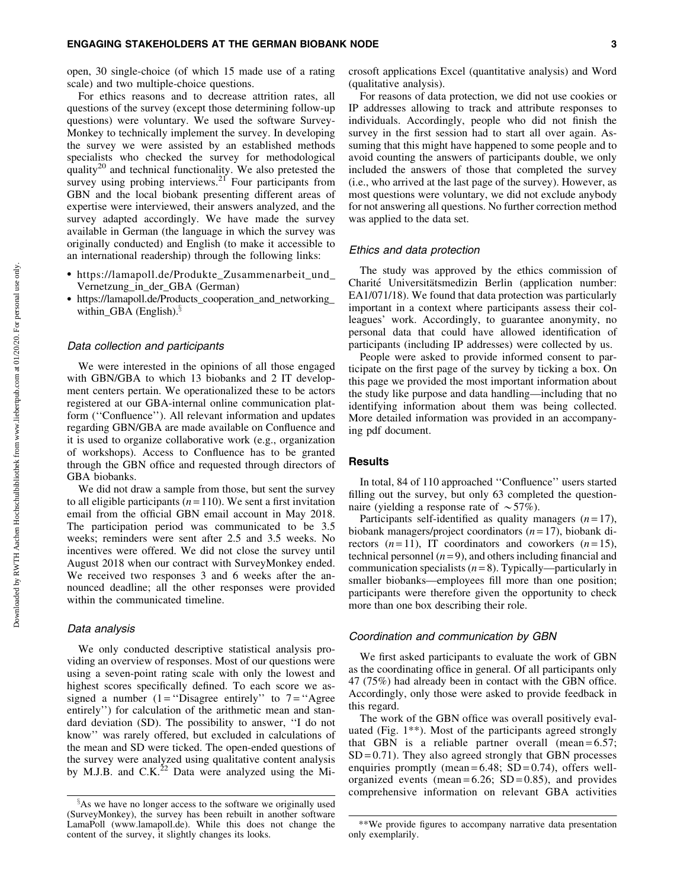open, 30 single-choice (of which 15 made use of a rating scale) and two multiple-choice questions.

For ethics reasons and to decrease attrition rates, all questions of the survey (except those determining follow-up questions) were voluntary. We used the software SurveyMonkey to technically implement the survey. In developing the survey we were assisted by an established methods specialists who checked the survey for methodological quality[20] and technical functionality. We also pretested the survey using probing interviews.[21] Four participants from GBN and the local biobank presenting different areas of expertise were interviewed, their answers analyzed, and the survey adapted accordingly. We have made the survey available in German (the language in which the survey was originally conducted) and English (to make it accessible to an international readership) through the following links:

- https://lamapoll.de/Produkte_Zusammenarbeit_und_Vernetzung_in_der_GBA (German)
- https://lamapoll.de/Products_cooperation_and_networking_within_GBA (English).[§]

### Data collection and participants

We were interested in the opinions of all those engaged with GBN/GBA to which 13 biobanks and 2 IT development centers pertain. We operationalized these to be actors registered at our GBA-internal online communication platform (''Confluence''). All relevant information and updates regarding GBN/GBA are made available on Confluence and it is used to organize collaborative work (e.g., organization of workshops). Access to Confluence has to be granted through the GBN office and requested through directors of GBA biobanks.

We did not draw a sample from those, but sent the survey to all eligible participants ($n = 110$). We sent a first invitation email from the official GBN email account in May 2018. The participation period was communicated to be 3.5 weeks; reminders were sent after 2.5 and 3.5 weeks. No incentives were offered. We did not close the survey until August 2018 when our contract with SurveyMonkey ended. We received two responses 3 and 6 weeks after the announced deadline; all the other responses were provided within the communicated timeline.

### Data analysis

We only conducted descriptive statistical analysis providing an overview of responses. Most of our questions were using a seven-point rating scale with only the lowest and highest scores specifically defined. To each score we assigned a number (1 = ''Disagree entirely'' to 7 = ''Agree entirely'') for calculation of the arithmetic mean and standard deviation (SD). The possibility to answer, ''I do not know'' was rarely offered, but excluded in calculations of the mean and SD were ticked. The open-ended questions of the survey were analyzed using qualitative content analysis by M.J.B. and C.K.[22] Data were analyzed using the Microsoft applications Excel (quantitative analysis) and Word (qualitative analysis).

For reasons of data protection, we did not use cookies or IP addresses allowing to track and attribute responses to individuals. Accordingly, people who did not finish the survey in the first session had to start all over again. Assuming that this might have happened to some people and to avoid counting the answers of participants double, we only included the answers of those that completed the survey (i.e., who arrived at the last page of the survey). However, as most questions were voluntary, we did not exclude anybody for not answering all questions. No further correction method was applied to the data set.

### Ethics and data protection

The study was approved by the ethics commission of Charité Universitätsmedizin Berlin (application number: EA1/071/18). We found that data protection was particularly important in a context where participants assess their colleagues' work. Accordingly, to guarantee anonymity, no personal data that could have allowed identification of participants (including IP addresses) were collected by us.

People were asked to provide informed consent to participate on the first page of the survey by ticking a box. On this page we provided the most important information about the study like purpose and data handling—including that no identifying information about them was being collected. More detailed information was provided in an accompanying pdf document.

## Results

In total, 84 of 110 approached ''Confluence'' users started filling out the survey, but only 63 completed the questionnaire (yielding a response rate of $\sim$57%).

Participants self-identified as quality managers ($n = 17$), biobank managers/project coordinators ($n = 17$), biobank directors ($n = 11$), IT coordinators and coworkers ($n = 15$), technical personnel ($n = 9$), and others including financial and communication specialists ($n = 8$). Typically—particularly in smaller biobanks—employees fill more than one position; participants were therefore given the opportunity to check more than one box describing their role.

### Coordination and communication by GBN

We first asked participants to evaluate the work of GBN as the coordinating office in general. Of all participants only 47 (75%) had already been in contact with the GBN office. Accordingly, only those were asked to provide feedback in this regard.

The work of the GBN office was overall positively evaluated (Fig. 1**). Most of the participants agreed strongly that GBN is a reliable partner overall (mean = 6.57; SD = 0.71). They also agreed strongly that GBN processes enquiries promptly (mean = 6.48; SD = 0.74), offers well-organized events (mean = 6.26; SD = 0.85), and provides comprehensive information on relevant GBA activities

[§]As we have no longer access to the software we originally used (SurveyMonkey), the survey has been rebuilt in another software LamaPoll (www.lamapoll.de). While this does not change the content of the survey, it slightly changes its looks.

**We provide figures to accompany narrative data presentation only exemplarily.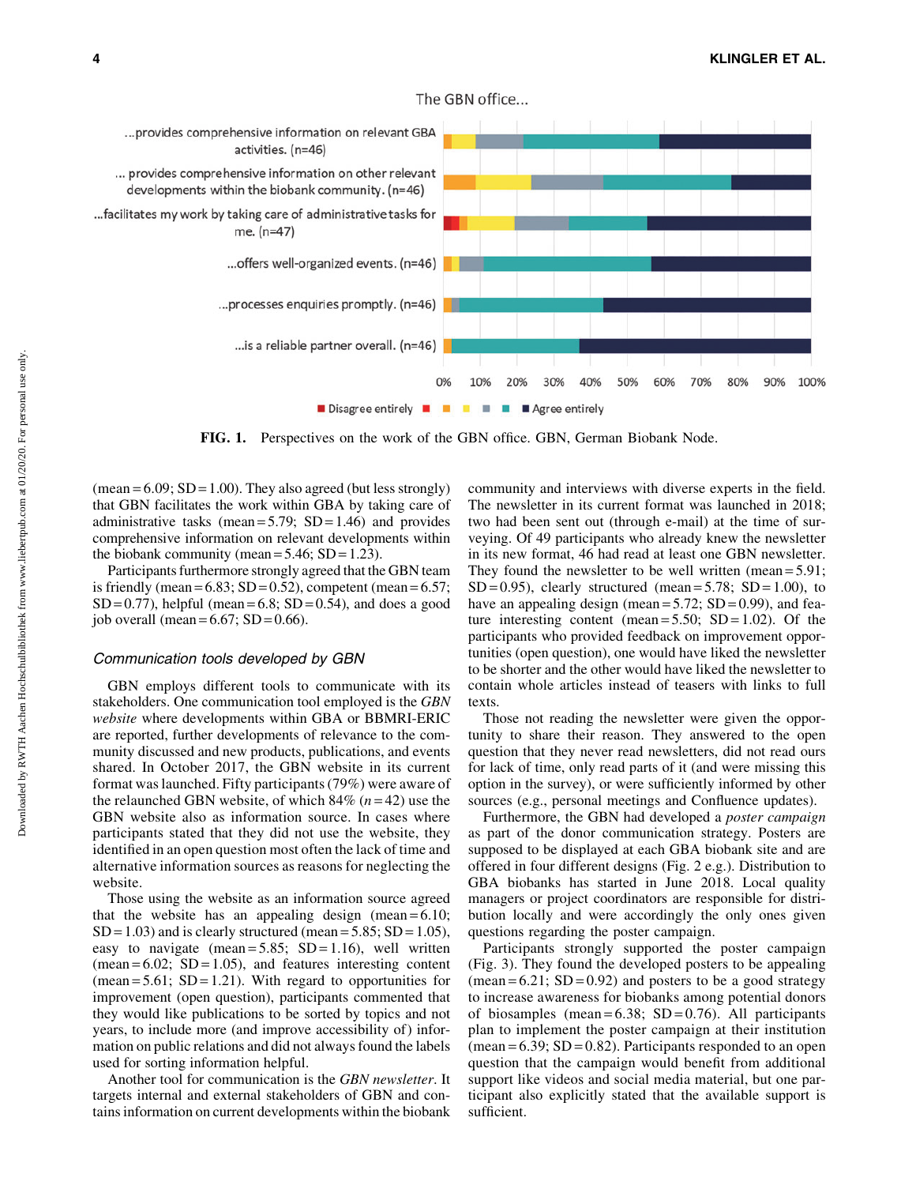FIG. 1. Perspectives on the work of the GBN office. GBN, German Biobank Node.

(mean = 6.09; SD = 1.00). They also agreed (but less strongly) that GBN facilitates the work within GBA by taking care of administrative tasks (mean = 5.79; SD = 1.46) and provides comprehensive information on relevant developments within the biobank community (mean = 5.46; SD = 1.23).

Participants furthermore strongly agreed that the GBN team is friendly (mean = 6.83; SD = 0.52), competent (mean = 6.57; SD = 0.77), helpful (mean = 6.8; SD = 0.54), and does a good job overall (mean = 6.67; SD = 0.66).

### *Communication tools developed by GBN*

GBN employs different tools to communicate with its stakeholders. One communication tool employed is the *GBN website* where developments within GBA or BBMRI-ERIC are reported, further developments of relevance to the community discussed and new products, publications, and events shared. In October 2017, the GBN website in its current format was launched. Fifty participants (79%) were aware of the relaunched GBN website, of which 84% ($n = 42$) use the GBN website also as information source. In cases where participants stated that they did not use the website, they identified in an open question most often the lack of time and alternative information sources as reasons for neglecting the website.

Those using the website as an information source agreed that the website has an appealing design (mean = 6.10; SD = 1.03) and is clearly structured (mean = 5.85; SD = 1.05), easy to navigate (mean = 5.85; SD = 1.16), well written (mean = 6.02; SD = 1.05), and features interesting content (mean = 5.61; SD = 1.21). With regard to opportunities for improvement (open question), participants commented that they would like publications to be sorted by topics and not years, to include more (and improve accessibility of) information on public relations and did not always found the labels used for sorting information helpful.

Another tool for communication is the *GBN newsletter*. It targets internal and external stakeholders of GBN and contains information on current developments within the biobank community and interviews with diverse experts in the field. The newsletter in its current format was launched in 2018; two had been sent out (through e-mail) at the time of surveying. Of 49 participants who already knew the newsletter in its new format, 46 had read at least one GBN newsletter. They found the newsletter to be well written (mean = 5.91; SD = 0.95), clearly structured (mean = 5.78; SD = 1.00), to have an appealing design (mean = 5.72; SD = 0.99), and feature interesting content (mean = 5.50; SD = 1.02). Of the participants who provided feedback on improvement opportunities (open question), one would have liked the newsletter to be shorter and the other would have liked the newsletter to contain whole articles instead of teasers with links to full texts.

Those not reading the newsletter were given the opportunity to share their reason. They answered to the open question that they never read newsletters, did not read ours for lack of time, only read parts of it (and were missing this option in the survey), or were sufficiently informed by other sources (e.g., personal meetings and Confluence updates).

Furthermore, the GBN had developed a *poster campaign* as part of the donor communication strategy. Posters are supposed to be displayed at each GBA biobank site and are offered in four different designs (Fig. 2 e.g.). Distribution to GBA biobanks has started in June 2018. Local quality managers or project coordinators are responsible for distribution locally and were accordingly the only ones given questions regarding the poster campaign.

Participants strongly supported the poster campaign (Fig. 3). They found the developed posters to be appealing (mean = 6.21; SD = 0.92) and posters to be a good strategy to increase awareness for biobanks among potential donors of biosamples (mean = 6.38; SD = 0.76). All participants plan to implement the poster campaign at their institution (mean = 6.39; SD = 0.82). Participants responded to an open question that the campaign would benefit from additional support like videos and social media material, but one participant also explicitly stated that the available support is sufficient.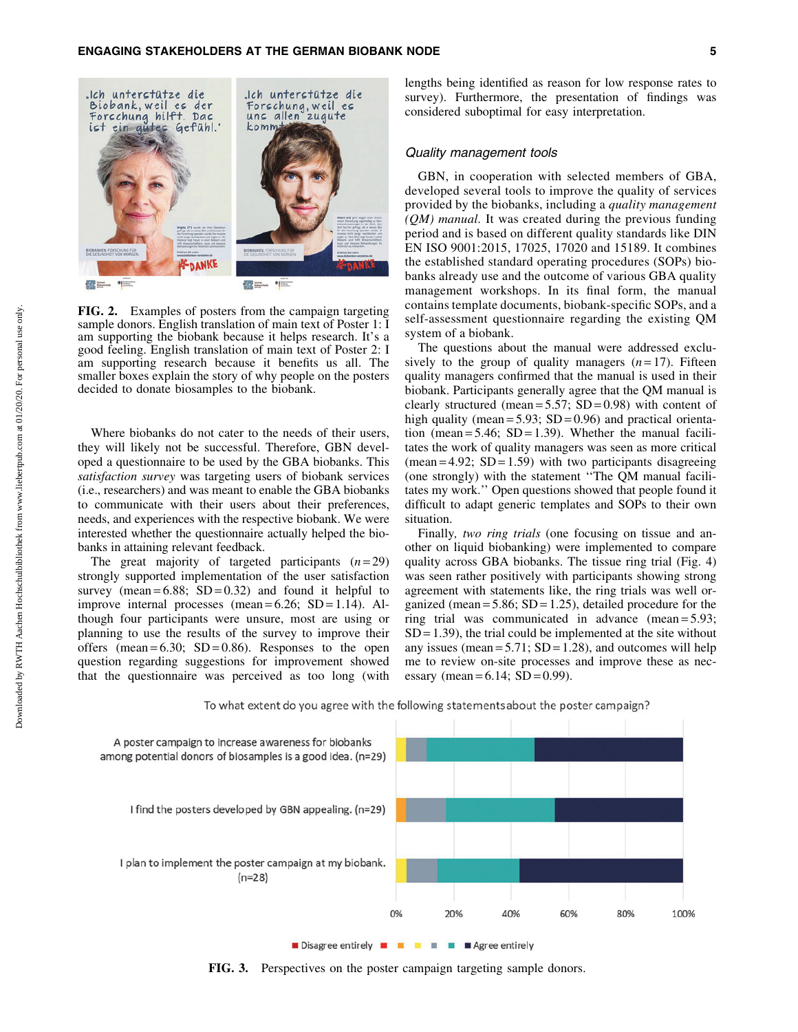FIG. 2. Examples of posters from the campaign targeting sample donors. English translation of main text of Poster 1: I am supporting the biobank because it helps research. It's a good feeling. English translation of main text of Poster 2: I am supporting research because it benefits us all. The smaller boxes explain the story of why people on the posters decided to donate biosamples to the biobank.

Where biobanks do not cater to the needs of their users, they will likely not be successful. Therefore, GBN developed a questionnaire to be used by the GBA biobanks. This *satisfaction survey* was targeting users of biobank services (i.e., researchers) and was meant to enable the GBA biobanks to communicate with their users about their preferences, needs, and experiences with the respective biobank. We were interested whether the questionnaire actually helped the biobanks in attaining relevant feedback.

The great majority of targeted participants ($n=29$) strongly supported implementation of the user satisfaction survey (mean = 6.88; SD = 0.32) and found it helpful to improve internal processes (mean = 6.26; SD = 1.14). Although four participants were unsure, most are using or planning to use the results of the survey to improve their offers (mean = 6.30; SD = 0.86). Responses to the open question regarding suggestions for improvement showed that the questionnaire was perceived as too long (with lengths being identified as reason for low response rates to survey). Furthermore, the presentation of findings was considered suboptimal for easy interpretation.

### Quality management tools

GBN, in cooperation with selected members of GBA, developed several tools to improve the quality of services provided by the biobanks, including a *quality management (QM) manual*. It was created during the previous funding period and is based on different quality standards like DIN EN ISO 9001:2015, 17025, 17020 and 15189. It combines the established standard operating procedures (SOPs) biobanks already use and the outcome of various GBA quality management workshops. In its final form, the manual contains template documents, biobank-specific SOPs, and a self-assessment questionnaire regarding the existing QM system of a biobank.

The questions about the manual were addressed exclusively to the group of quality managers ($n=17$). Fifteen quality managers confirmed that the manual is used in their biobank. Participants generally agree that the QM manual is clearly structured (mean = 5.57; SD = 0.98) with content of high quality (mean = 5.93; SD = 0.96) and practical orientation (mean = 5.46; SD = 1.39). Whether the manual facilitates the work of quality managers was seen as more critical (mean = 4.92; SD = 1.59) with two participants disagreeing (one strongly) with the statement "The QM manual facilitates my work." Open questions showed that people found it difficult to adapt generic templates and SOPs to their own situation.

Finally, *two ring trials* (one focusing on tissue and another on liquid biobanking) were implemented to compare quality across GBA biobanks. The tissue ring trial (Fig. 4) was seen rather positively with participants showing strong agreement with statements like, the ring trials was well organized (mean = 5.86; SD = 1.25), detailed procedure for the ring trial was communicated in advance (mean = 5.93; SD = 1.39), the trial could be implemented at the site without any issues (mean = 5.71; SD = 1.28), and outcomes will help me to review on-site processes and improve these as necessary (mean = 6.14; SD = 0.99).

FIG. 3. Perspectives on the poster campaign targeting sample donors.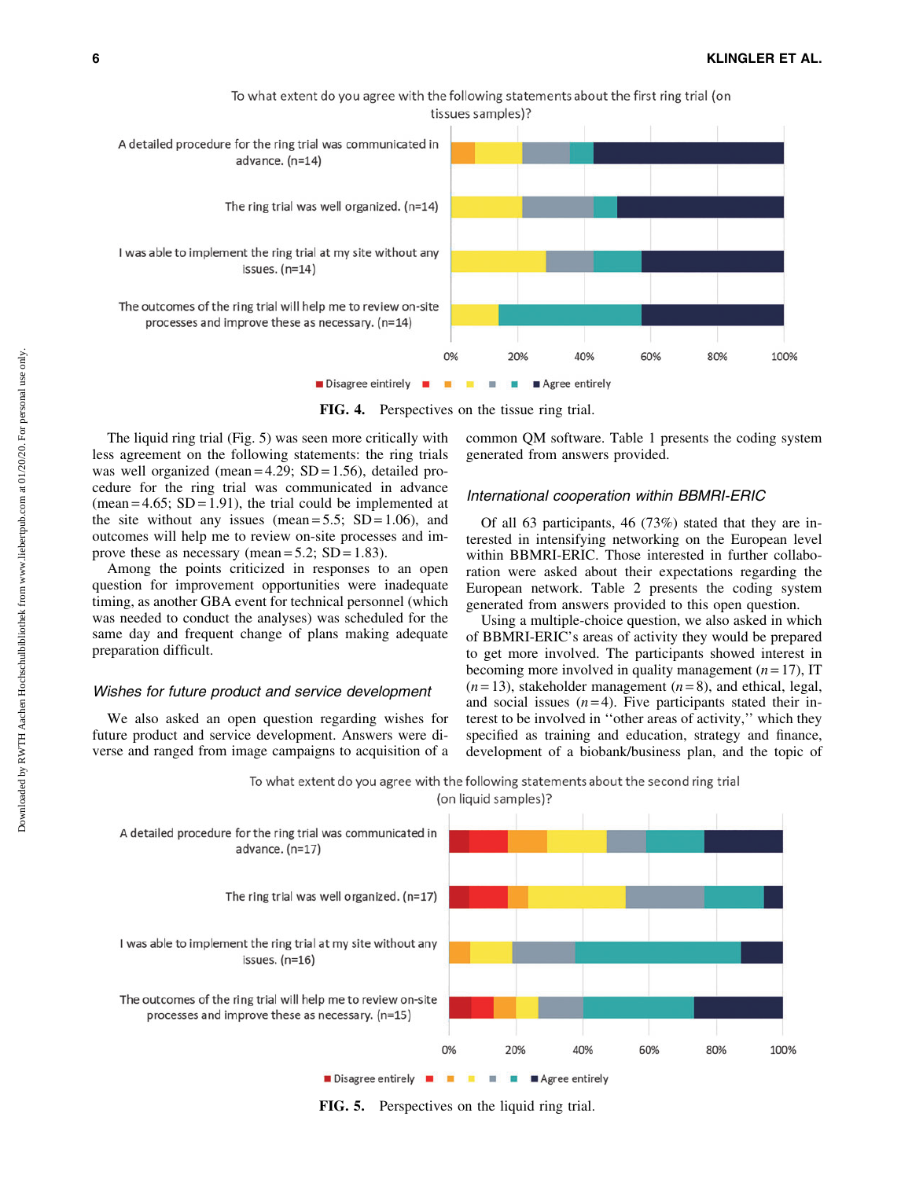To what extent do you agree with the following statements about the first ring trial (on tissues samples)?

A detailed procedure for the ring trial was communicated in advance. (n=14)

The ring trial was well organized. (n=14)

I was able to implement the ring trial at my site without any issues. (n=14)

The outcomes of the ring trial will help me to review on-site processes and improve these as necessary. (n=14)

0% 20% 40% 60% 80% 100%

Disagree eintirely … Agree entirely

**FIG. 4.** Perspectives on the tissue ring trial.

The liquid ring trial (Fig. 5) was seen more critically with less agreement on the following statements: the ring trials was well organized (mean = 4.29; SD = 1.56), detailed procedure for the ring trial was communicated in advance (mean = 4.65; SD = 1.91), the trial could be implemented at the site without any issues (mean = 5.5; SD = 1.06), and outcomes will help me to review on-site processes and improve these as necessary (mean = 5.2; SD = 1.83).

Among the points criticized in responses to an open question for improvement opportunities were inadequate timing, as another GBA event for technical personnel (which was needed to conduct the analyses) was scheduled for the same day and frequent change of plans making adequate preparation difficult.

### *Wishes for future product and service development*

We also asked an open question regarding wishes for future product and service development. Answers were diverse and ranged from image campaigns to acquisition of a common QM software. Table 1 presents the coding system generated from answers provided.

### *International cooperation within BBMRI-ERIC*

Of all 63 participants, 46 (73%) stated that they are interested in intensifying networking on the European level within BBMRI-ERIC. Those interested in further collaboration were asked about their expectations regarding the European network. Table 2 presents the coding system generated from answers provided to this open question.

Using a multiple-choice question, we also asked in which of BBMRI-ERIC's areas of activity they would be prepared to get more involved. The participants showed interest in becoming more involved in quality management ($n = 17$), IT ($n = 13$), stakeholder management ($n = 8$), and ethical, legal, and social issues ($n = 4$). Five participants stated their interest to be involved in "other areas of activity," which they specified as training and education, strategy and finance, development of a biobank/business plan, and the topic of

To what extent do you agree with the following statements about the second ring trial (on liquid samples)?

A detailed procedure for the ring trial was communicated in advance. (n=17)

The ring trial was well organized. (n=17)

I was able to implement the ring trial at my site without any issues. (n=16)

The outcomes of the ring trial will help me to review on-site processes and improve these as necessary. (n=15)

0% 20% 40% 60% 80% 100%

Disagree entirely … Agree entirely

**FIG. 5.** Perspectives on the liquid ring trial.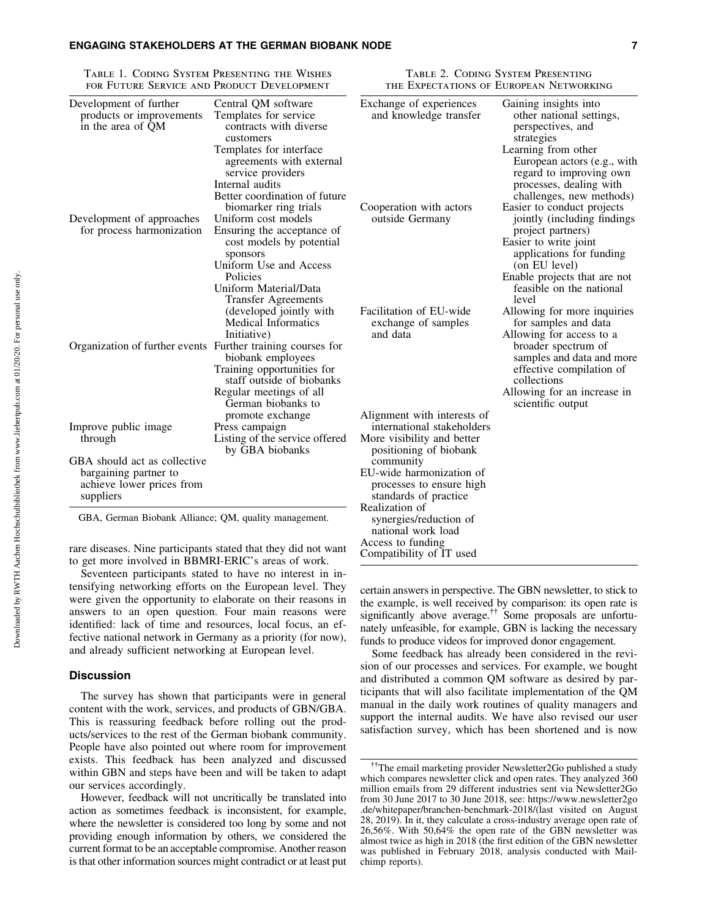Table 1. Coding System Presenting the Wishes for Future Service and Product Development

| | |
|---|---|
| Development of further products or improvements in the area of QM | Central QM software<br>Templates for service contracts with diverse customers<br>Templates for interface agreements with external service providers<br>Internal audits<br>Better coordination of future biomarker ring trials |
| Development of approaches for process harmonization | Uniform cost models<br>Ensuring the acceptance of cost models by potential sponsors<br>Uniform Use and Access Policies<br>Uniform Material/Data Transfer Agreements (developed jointly with Medical Informatics Initiative) |
| Organization of further events | Further training courses for biobank employees<br>Training opportunities for staff outside of biobanks<br>Regular meetings of all German biobanks to promote exchange |
| Improve public image through | Press campaign<br>Listing of the service offered by GBA biobanks |
| GBA should act as collective bargaining partner to achieve lower prices from suppliers | |

GBA, German Biobank Alliance; QM, quality management.

Table 2. Coding System Presenting the Expectations of European Networking

| | |
|---|---|
| Exchange of experiences and knowledge transfer | Gaining insights into other national settings, perspectives, and strategies<br>Learning from other European actors (e.g., with regard to improving own processes, dealing with challenges, new methods) |
| Cooperation with actors outside Germany | Easier to conduct projects jointly (including findings project partners)<br>Easier to write joint applications for funding (on EU level)<br>Enable projects that are not feasible on the national level |
| Facilitation of EU-wide exchange of samples and data | Allowing for more inquiries for samples and data<br>Allowing for access to a broader spectrum of samples and data and more effective compilation of collections<br>Allowing for an increase in scientific output |
| Alignment with interests of international stakeholders | |
| More visibility and better positioning of biobank community | |
| EU-wide harmonization of processes to ensure high standards of practice | |
| Realization of synergies/reduction of national work load | |
| Access to funding | |
| Compatibility of IT used | |

rare diseases. Nine participants stated that they did not want to get more involved in BBMRI-ERIC's areas of work.

Seventeen participants stated to have no interest in intensifying networking efforts on the European level. They were given the opportunity to elaborate on their reasons in answers to an open question. Four main reasons were identified: lack of time and resources, local focus, an effective national network in Germany as a priority (for now), and already sufficient networking at European level.

## Discussion

The survey has shown that participants were in general content with the work, services, and products of GBN/GBA. This is reassuring feedback before rolling out the products/services to the rest of the German biobank community. People have also pointed out where room for improvement exists. This feedback has been analyzed and discussed within GBN and steps have been and will be taken to adapt our services accordingly.

However, feedback will not uncritically be translated into action as sometimes feedback is inconsistent, for example, where the newsletter is considered too long by some and not providing enough information by others, we considered the current format to be an acceptable compromise. Another reason is that other information sources might contradict or at least put certain answers in perspective. The GBN newsletter, to stick to the example, is well received by comparison: its open rate is significantly above average.[††] Some proposals are unfortunately unfeasible, for example, GBN is lacking the necessary funds to produce videos for improved donor engagement.

Some feedback has already been considered in the revision of our processes and services. For example, we bought and distributed a common QM software as desired by participants that will also facilitate implementation of the QM manual in the daily work routines of quality managers and support the internal audits. We have also revised our user satisfaction survey, which has been shortened and is now

[††]The email marketing provider Newsletter2Go published a study which compares newsletter click and open rates. They analyzed 360 million emails from 29 different industries sent via Newsletter2Go from 30 June 2017 to 30 June 2018, see: https://www.newsletter2go.de/whitepaper/branchen-benchmark-2018/(last visited on August 28, 2019). In it, they calculate a cross-industry average open rate of 26,56%. With 50,64% the open rate of the GBN newsletter was almost twice as high in 2018 (the first edition of the GBN newsletter was published in February 2018, analysis conducted with Mailchimp reports).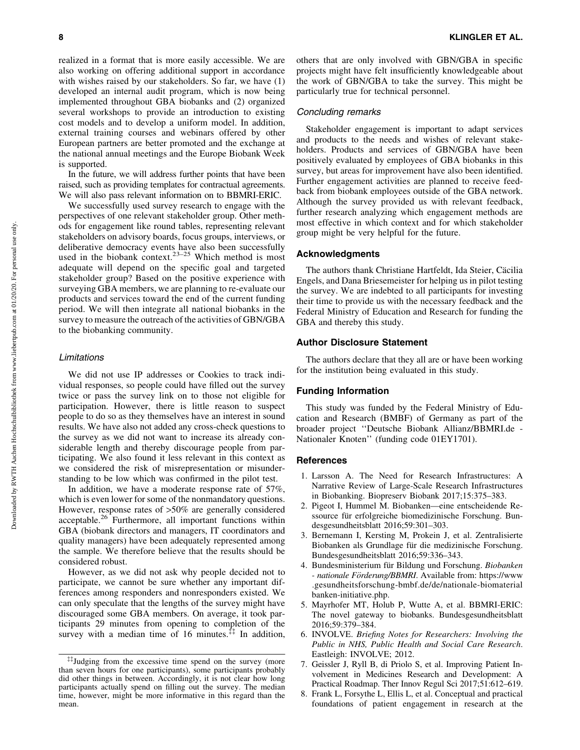realized in a format that is more easily accessible. We are also working on offering additional support in accordance with wishes raised by our stakeholders. So far, we have (1) developed an internal audit program, which is now being implemented throughout GBA biobanks and (2) organized several workshops to provide an introduction to existing cost models and to develop a uniform model. In addition, external training courses and webinars offered by other European partners are better promoted and the exchange at the national annual meetings and the Europe Biobank Week is supported.

In the future, we will address further points that have been raised, such as providing templates for contractual agreements. We will also pass relevant information on to BBMRI-ERIC.

We successfully used survey research to engage with the perspectives of one relevant stakeholder group. Other methods for engagement like round tables, representing relevant stakeholders on advisory boards, focus groups, interviews, or deliberative democracy events have also been successfully used in the biobank context.[23–25] Which method is most adequate will depend on the specific goal and targeted stakeholder group? Based on the positive experience with surveying GBA members, we are planning to re-evaluate our products and services toward the end of the current funding period. We will then integrate all national biobanks in the survey to measure the outreach of the activities of GBN/GBA to the biobanking community.

### Limitations

We did not use IP addresses or Cookies to track individual responses, so people could have filled out the survey twice or pass the survey link on to those not eligible for participation. However, there is little reason to suspect people to do so as they themselves have an interest in sound results. We have also not added any cross-check questions to the survey as we did not want to increase its already considerable length and thereby discourage people from participating. We also found it less relevant in this context as we considered the risk of misrepresentation or misunderstanding to be low which was confirmed in the pilot test.

In addition, we have a moderate response rate of 57%, which is even lower for some of the nonmandatory questions. However, response rates of >50% are generally considered acceptable.[26] Furthermore, all important functions within GBA (biobank directors and managers, IT coordinators and quality managers) have been adequately represented among the sample. We therefore believe that the results should be considered robust.

However, as we did not ask why people decided not to participate, we cannot be sure whether any important differences among responders and nonresponders existed. We can only speculate that the lengths of the survey might have discouraged some GBA members. On average, it took participants 29 minutes from opening to completion of the survey with a median time of 16 minutes.[‡‡] In addition, others that are only involved with GBN/GBA in specific projects might have felt insufficiently knowledgeable about the work of GBN/GBA to take the survey. This might be particularly true for technical personnel.

[‡‡]Judging from the excessive time spend on the survey (more than seven hours for one participants), some participants probably did other things in between. Accordingly, it is not clear how long participants actually spend on filling out the survey. The median time, however, might be more informative in this regard than the mean.

### Concluding remarks

Stakeholder engagement is important to adapt services and products to the needs and wishes of relevant stakeholders. Products and services of GBN/GBA have been positively evaluated by employees of GBA biobanks in this survey, but areas for improvement have also been identified. Further engagement activities are planned to receive feedback from biobank employees outside of the GBA network. Although the survey provided us with relevant feedback, further research analyzing which engagement methods are most effective in which context and for which stakeholder group might be very helpful for the future.

## Acknowledgments

The authors thank Christiane Hartfeldt, Ida Steier, Cäcilia Engels, and Dana Briesemeister for helping us in pilot testing the survey. We are indebted to all participants for investing their time to provide us with the necessary feedback and the Federal Ministry of Education and Research for funding the GBA and thereby this study.

## Author Disclosure Statement

The authors declare that they all are or have been working for the institution being evaluated in this study.

## Funding Information

This study was funded by the Federal Ministry of Education and Research (BMBF) of Germany as part of the broader project ''Deutsche Biobank Allianz/BBMRI.de - Nationaler Knoten'' (funding code 01EY1701).

## References

1. Larsson A. The Need for Research Infrastructures: A Narrative Review of Large-Scale Research Infrastructures in Biobanking. Biopreserv Biobank 2017;15:375–383.
2. Pigeot I, Hummel M. Biobanken—eine entscheidende Ressource für erfolgreiche biomedizinische Forschung. Bundesgesundheitsblatt 2016;59:301–303.
3. Bernemann I, Kersting M, Prokein J, et al. Zentralisierte Biobanken als Grundlage für die medizinische Forschung. Bundesgesundheitsblatt 2016;59:336–343.
4. Bundesministerium für Bildung und Forschung. *Biobanken - nationale Förderung/BBMRI*. Available from: https://www.gesundheitsforschung-bmbf.de/de/nationale-biomaterialbanken-initiative.php.
5. Mayrhofer MT, Holub P, Wutte A, et al. BBMRI-ERIC: The novel gateway to biobanks. Bundesgesundheitsblatt 2016;59:379–384.
6. INVOLVE. *Briefing Notes for Researchers: Involving the Public in NHS, Public Health and Social Care Research*. Eastleigh: INVOLVE; 2012.
7. Geissler J, Ryll B, di Priolo S, et al. Improving Patient Involvement in Medicines Research and Development: A Practical Roadmap. Ther Innov Regul Sci 2017;51:612–619.
8. Frank L, Forsythe L, Ellis L, et al. Conceptual and practical foundations of patient engagement in research at the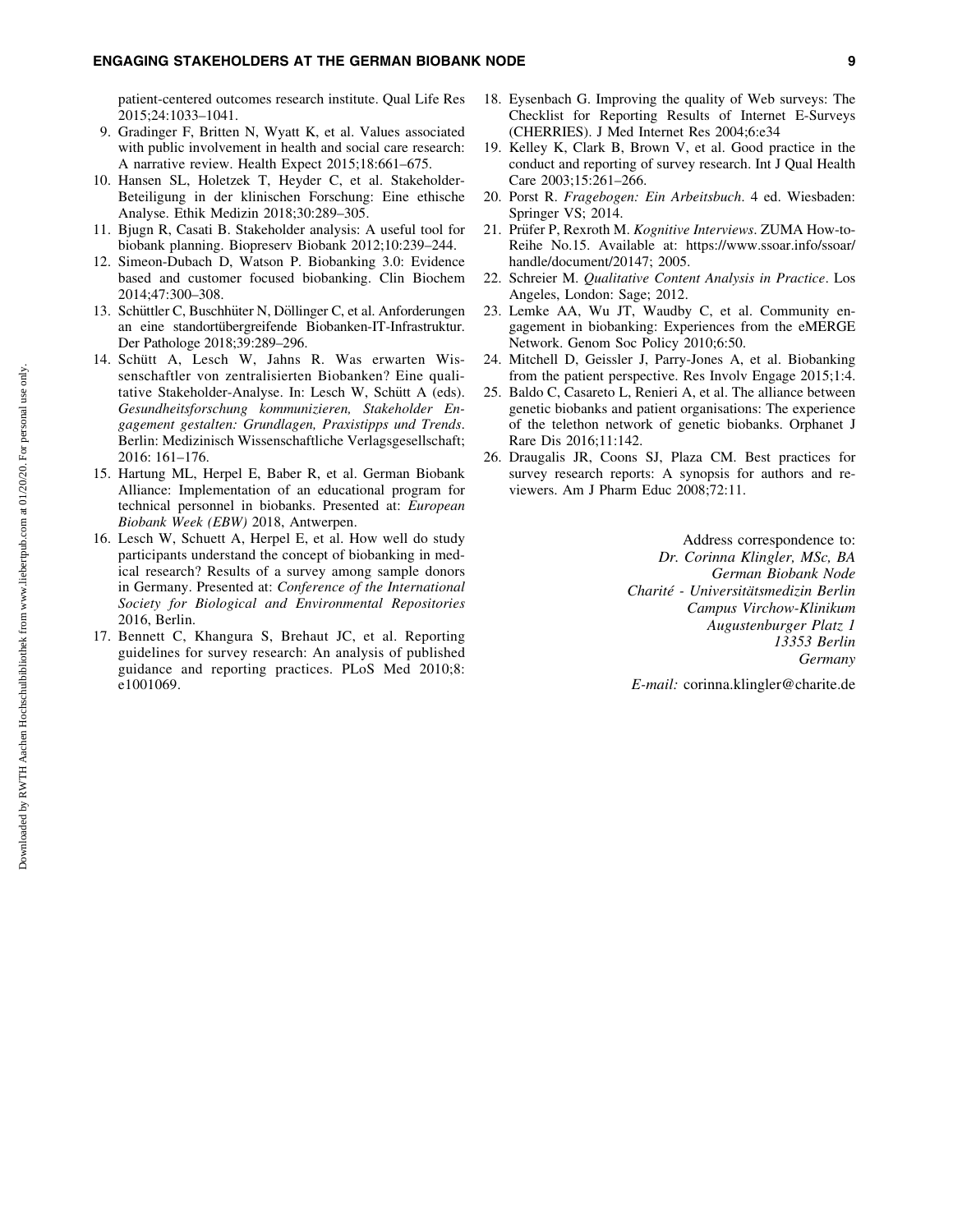patient-centered outcomes research institute. Qual Life Res 2015;24:1033–1041.

9. Gradinger F, Britten N, Wyatt K, et al. Values associated with public involvement in health and social care research: A narrative review. Health Expect 2015;18:661–675.
10. Hansen SL, Holetzek T, Heyder C, et al. Stakeholder-Beteiligung in der klinischen Forschung: Eine ethische Analyse. Ethik Medizin 2018;30:289–305.
11. Bjugn R, Casati B. Stakeholder analysis: A useful tool for biobank planning. Biopreserv Biobank 2012;10:239–244.
12. Simeon-Dubach D, Watson P. Biobanking 3.0: Evidence based and customer focused biobanking. Clin Biochem 2014;47:300–308.
13. Schüttler C, Buschhüter N, Döllinger C, et al. Anforderungen an eine standortübergreifende Biobanken-IT-Infrastruktur. Der Pathologe 2018;39:289–296.
14. Schütt A, Lesch W, Jahns R. Was erwarten Wissenschaftler von zentralisierten Biobanken? Eine qualitative Stakeholder-Analyse. In: Lesch W, Schütt A (eds). *Gesundheitsforschung kommunizieren, Stakeholder Engagement gestalten: Grundlagen, Praxistipps und Trends*. Berlin: Medizinisch Wissenschaftliche Verlagsgesellschaft; 2016: 161–176.
15. Hartung ML, Herpel E, Baber R, et al. German Biobank Alliance: Implementation of an educational program for technical personnel in biobanks. Presented at: *European Biobank Week (EBW)* 2018, Antwerpen.
16. Lesch W, Schuett A, Herpel E, et al. How well do study participants understand the concept of biobanking in medical research? Results of a survey among sample donors in Germany. Presented at: *Conference of the International Society for Biological and Environmental Repositories* 2016, Berlin.
17. Bennett C, Khangura S, Brehaut JC, et al. Reporting guidelines for survey research: An analysis of published guidance and reporting practices. PLoS Med 2010;8: e1001069.
18. Eysenbach G. Improving the quality of Web surveys: The Checklist for Reporting Results of Internet E-Surveys (CHERRIES). J Med Internet Res 2004;6:e34
19. Kelley K, Clark B, Brown V, et al. Good practice in the conduct and reporting of survey research. Int J Qual Health Care 2003;15:261–266.
20. Porst R. *Fragebogen: Ein Arbeitsbuch*. 4 ed. Wiesbaden: Springer VS; 2014.
21. Prüfer P, Rexroth M. *Kognitive Interviews*. ZUMA How-to-Reihe No.15. Available at: https://www.ssoar.info/ssoar/handle/document/20147; 2005.
22. Schreier M. *Qualitative Content Analysis in Practice*. Los Angeles, London: Sage; 2012.
23. Lemke AA, Wu JT, Waudby C, et al. Community engagement in biobanking: Experiences from the eMERGE Network. Genom Soc Policy 2010;6:50.
24. Mitchell D, Geissler J, Parry-Jones A, et al. Biobanking from the patient perspective. Res Involv Engage 2015;1:4.
25. Baldo C, Casareto L, Renieri A, et al. The alliance between genetic biobanks and patient organisations: The experience of the telethon network of genetic biobanks. Orphanet J Rare Dis 2016;11:142.
26. Draugalis JR, Coons SJ, Plaza CM. Best practices for survey research reports: A synopsis for authors and reviewers. Am J Pharm Educ 2008;72:11.

Address correspondence to:
*Dr. Corinna Klingler, MSc, BA*
*German Biobank Node*
*Charité - Universitätsmedizin Berlin*
*Campus Virchow-Klinikum*
*Augustenburger Platz 1*
*13353 Berlin*
*Germany*

*E-mail:* corinna.klingler@charite.de